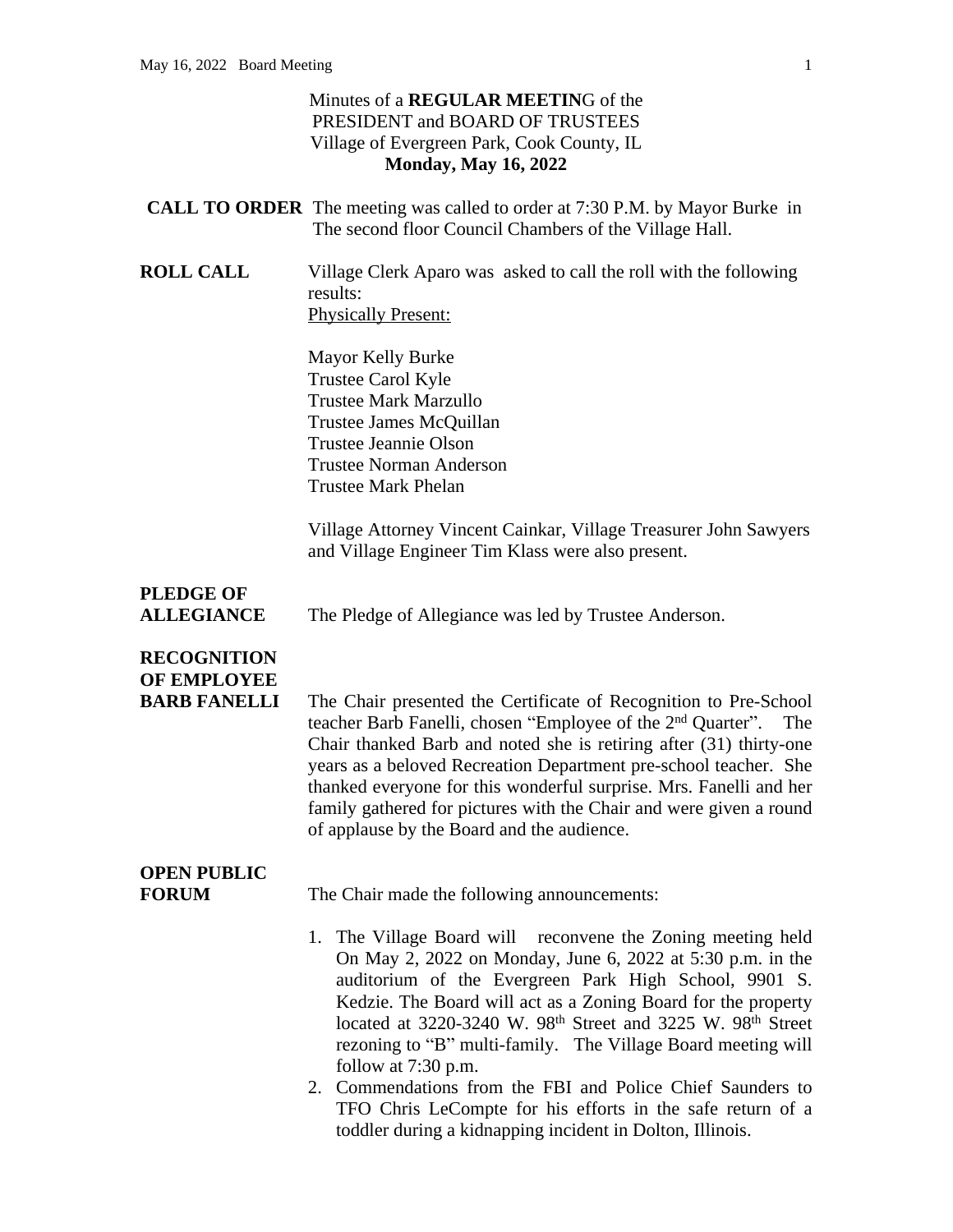Minutes of a **REGULAR MEETIN**G of the
PRESIDENT and BOARD OF TRUSTEES
Village of Evergreen Park, Cook County, IL
**Monday, May 16, 2022**

**CALL TO ORDER** The meeting was called to order at 7:30 P.M. by Mayor Burke in The second floor Council Chambers of the Village Hall.

**ROLL CALL** Village Clerk Aparo was asked to call the roll with the following results:

Physically Present:

Mayor Kelly Burke
Trustee Carol Kyle
Trustee Mark Marzullo
Trustee James McQuillan
Trustee Jeannie Olson
Trustee Norman Anderson
Trustee Mark Phelan

Village Attorney Vincent Cainkar, Village Treasurer John Sawyers and Village Engineer Tim Klass were also present.

**PLEDGE OF ALLEGIANCE** The Pledge of Allegiance was led by Trustee Anderson.

**RECOGNITION OF EMPLOYEE BARB FANELLI** The Chair presented the Certificate of Recognition to Pre-School teacher Barb Fanelli, chosen "Employee of the 2nd Quarter". The Chair thanked Barb and noted she is retiring after (31) thirty-one years as a beloved Recreation Department pre-school teacher. She thanked everyone for this wonderful surprise. Mrs. Fanelli and her family gathered for pictures with the Chair and were given a round of applause by the Board and the audience.

**OPEN PUBLIC FORUM** The Chair made the following announcements:

1. The Village Board will reconvene the Zoning meeting held On May 2, 2022 on Monday, June 6, 2022 at 5:30 p.m. in the auditorium of the Evergreen Park High School, 9901 S. Kedzie. The Board will act as a Zoning Board for the property located at 3220-3240 W. 98th Street and 3225 W. 98th Street rezoning to "B" multi-family. The Village Board meeting will follow at 7:30 p.m.
2. Commendations from the FBI and Police Chief Saunders to TFO Chris LeCompte for his efforts in the safe return of a toddler during a kidnapping incident in Dolton, Illinois.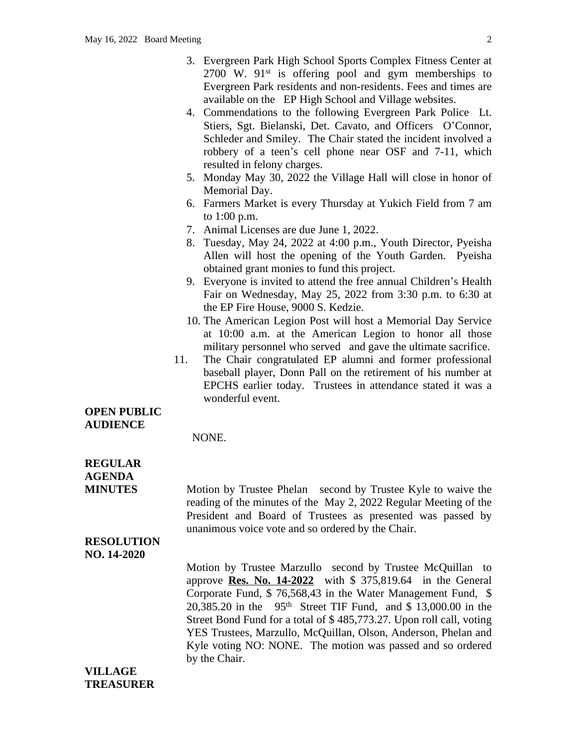3. Evergreen Park High School Sports Complex Fitness Center at 2700 W. 91st is offering pool and gym memberships to Evergreen Park residents and non-residents. Fees and times are available on the EP High School and Village websites.
4. Commendations to the following Evergreen Park Police Lt. Stiers, Sgt. Bielanski, Det. Cavato, and Officers O'Connor, Schleder and Smiley. The Chair stated the incident involved a robbery of a teen's cell phone near OSF and 7-11, which resulted in felony charges.
5. Monday May 30, 2022 the Village Hall will close in honor of Memorial Day.
6. Farmers Market is every Thursday at Yukich Field from 7 am to 1:00 p.m.
7. Animal Licenses are due June 1, 2022.
8. Tuesday, May 24, 2022 at 4:00 p.m., Youth Director, Pyeisha Allen will host the opening of the Youth Garden. Pyeisha obtained grant monies to fund this project.
9. Everyone is invited to attend the free annual Children's Health Fair on Wednesday, May 25, 2022 from 3:30 p.m. to 6:30 at the EP Fire House, 9000 S. Kedzie.
10. The American Legion Post will host a Memorial Day Service at 10:00 a.m. at the American Legion to honor all those military personnel who served and gave the ultimate sacrifice.
11. The Chair congratulated EP alumni and former professional baseball player, Donn Pall on the retirement of his number at EPCHS earlier today. Trustees in attendance stated it was a wonderful event.

**OPEN PUBLIC AUDIENCE**

NONE.

**REGULAR AGENDA**

**MINUTES**

Motion by Trustee Phelan second by Trustee Kyle to waive the reading of the minutes of the May 2, 2022 Regular Meeting of the President and Board of Trustees as presented was passed by unanimous voice vote and so ordered by the Chair.

**RESOLUTION NO. 14-2020**

Motion by Trustee Marzullo second by Trustee McQuillan to approve **Res. No. 14-2022** with $ 375,819.64 in the General Corporate Fund, $ 76,568,43 in the Water Management Fund, $ 20,385.20 in the 95th Street TIF Fund, and $ 13,000.00 in the Street Bond Fund for a total of $ 485,773.27. Upon roll call, voting YES Trustees, Marzullo, McQuillan, Olson, Anderson, Phelan and Kyle voting NO: NONE. The motion was passed and so ordered by the Chair.

**VILLAGE TREASURER**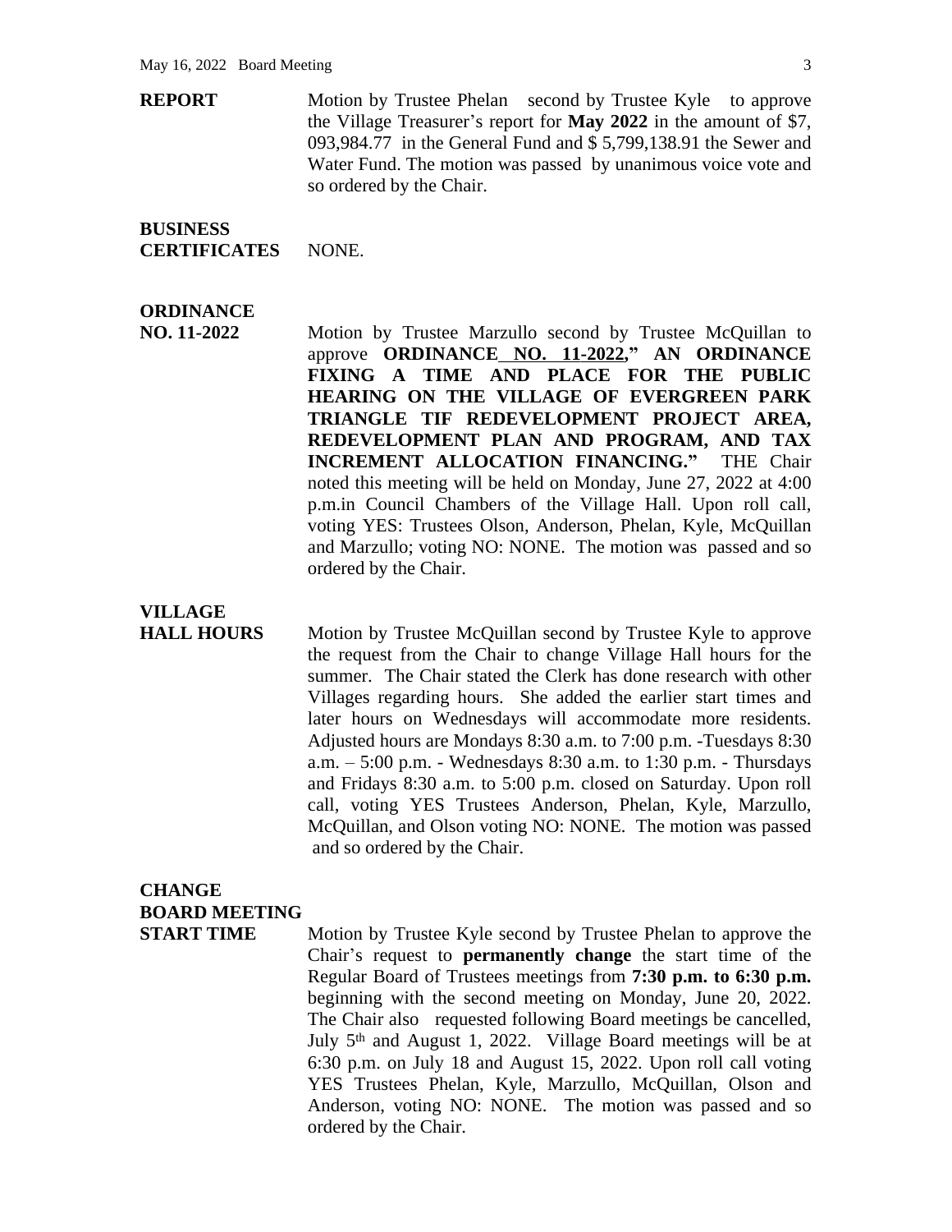**REPORT** Motion by Trustee Phelan second by Trustee Kyle to approve the Village Treasurer's report for **May 2022** in the amount of $7, 093,984.77 in the General Fund and $ 5,799,138.91 the Sewer and Water Fund. The motion was passed by unanimous voice vote and so ordered by the Chair.

**BUSINESS CERTIFICATES** NONE.

**ORDINANCE NO. 11-2022** Motion by Trustee Marzullo second by Trustee McQuillan to approve **ORDINANCE NO. 11-2022," AN ORDINANCE FIXING A TIME AND PLACE FOR THE PUBLIC HEARING ON THE VILLAGE OF EVERGREEN PARK TRIANGLE TIF REDEVELOPMENT PROJECT AREA, REDEVELOPMENT PLAN AND PROGRAM, AND TAX INCREMENT ALLOCATION FINANCING."** THE Chair noted this meeting will be held on Monday, June 27, 2022 at 4:00 p.m.in Council Chambers of the Village Hall. Upon roll call, voting YES: Trustees Olson, Anderson, Phelan, Kyle, McQuillan and Marzullo; voting NO: NONE. The motion was passed and so ordered by the Chair.

**VILLAGE HALL HOURS** Motion by Trustee McQuillan second by Trustee Kyle to approve the request from the Chair to change Village Hall hours for the summer. The Chair stated the Clerk has done research with other Villages regarding hours. She added the earlier start times and later hours on Wednesdays will accommodate more residents. Adjusted hours are Mondays 8:30 a.m. to 7:00 p.m. -Tuesdays 8:30 a.m. – 5:00 p.m. - Wednesdays 8:30 a.m. to 1:30 p.m. - Thursdays and Fridays 8:30 a.m. to 5:00 p.m. closed on Saturday. Upon roll call, voting YES Trustees Anderson, Phelan, Kyle, Marzullo, McQuillan, and Olson voting NO: NONE. The motion was passed and so ordered by the Chair.

**CHANGE BOARD MEETING START TIME** Motion by Trustee Kyle second by Trustee Phelan to approve the Chair's request to **permanently change** the start time of the Regular Board of Trustees meetings from **7:30 p.m. to 6:30 p.m.** beginning with the second meeting on Monday, June 20, 2022. The Chair also requested following Board meetings be cancelled, July 5th and August 1, 2022. Village Board meetings will be at 6:30 p.m. on July 18 and August 15, 2022. Upon roll call voting YES Trustees Phelan, Kyle, Marzullo, McQuillan, Olson and Anderson, voting NO: NONE. The motion was passed and so ordered by the Chair.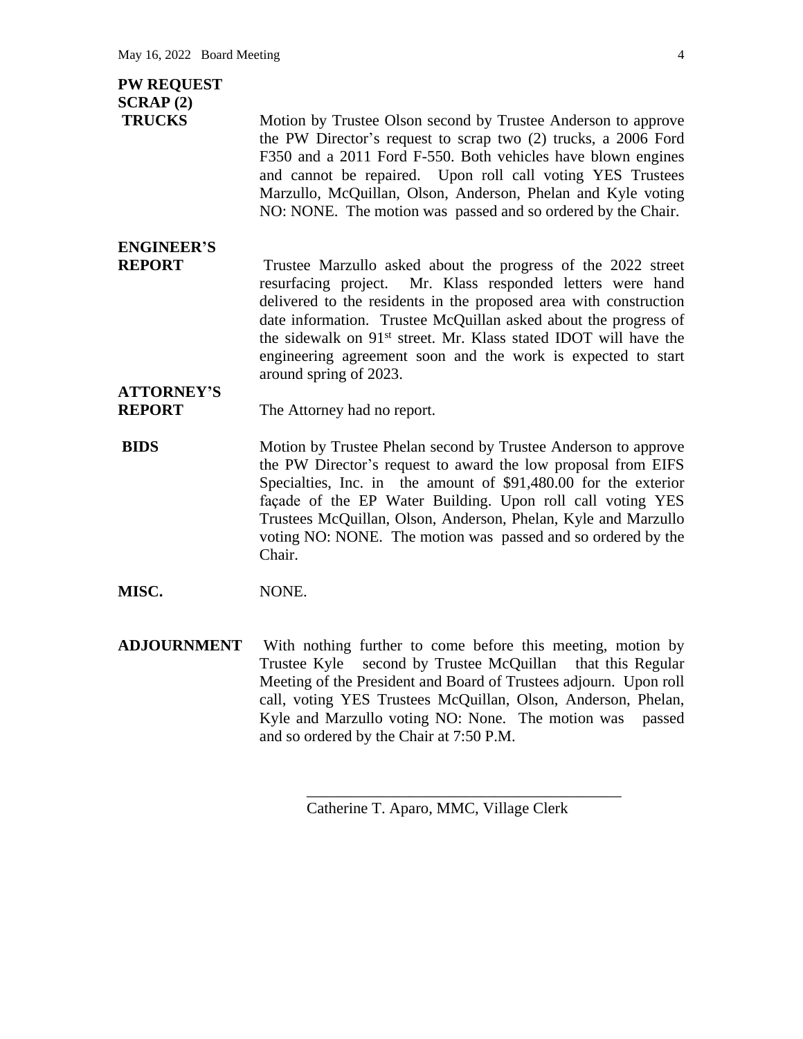**PW REQUEST SCRAP (2) TRUCKS**

Motion by Trustee Olson second by Trustee Anderson to approve the PW Director's request to scrap two (2) trucks, a 2006 Ford F350 and a 2011 Ford F-550. Both vehicles have blown engines and cannot be repaired. Upon roll call voting YES Trustees Marzullo, McQuillan, Olson, Anderson, Phelan and Kyle voting NO: NONE. The motion was passed and so ordered by the Chair.

**ENGINEER'S REPORT**

Trustee Marzullo asked about the progress of the 2022 street resurfacing project. Mr. Klass responded letters were hand delivered to the residents in the proposed area with construction date information. Trustee McQuillan asked about the progress of the sidewalk on 91st street. Mr. Klass stated IDOT will have the engineering agreement soon and the work is expected to start around spring of 2023.

**ATTORNEY'S REPORT**

The Attorney had no report.

**BIDS**

Motion by Trustee Phelan second by Trustee Anderson to approve the PW Director's request to award the low proposal from EIFS Specialties, Inc. in the amount of $91,480.00 for the exterior façade of the EP Water Building. Upon roll call voting YES Trustees McQuillan, Olson, Anderson, Phelan, Kyle and Marzullo voting NO: NONE. The motion was passed and so ordered by the Chair.

**MISC.**

NONE.

**ADJOURNMENT**

With nothing further to come before this meeting, motion by Trustee Kyle second by Trustee McQuillan that this Regular Meeting of the President and Board of Trustees adjourn. Upon roll call, voting YES Trustees McQuillan, Olson, Anderson, Phelan, Kyle and Marzullo voting NO: None. The motion was passed and so ordered by the Chair at 7:50 P.M.

\_\_\_\_\_\_\_\_\_\_\_\_\_\_\_\_\_\_\_\_\_\_\_\_\_\_\_\_\_\_\_\_\_\_\_\_\_\_\_\_

Catherine T. Aparo, MMC, Village Clerk